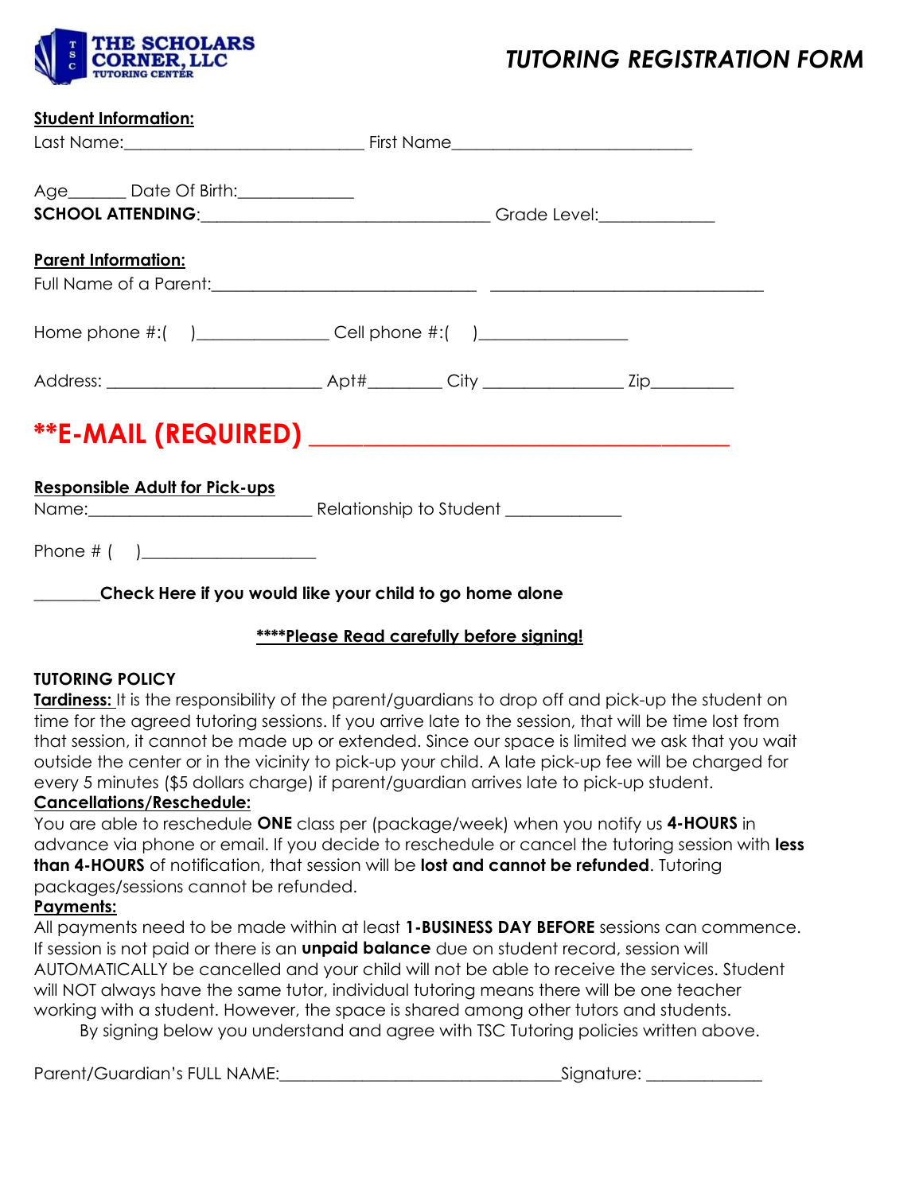THE SCHOLARS CORNER, LLC
TUTORING CENTER

# *TUTORING REGISTRATION FORM*

**Student Information:**

Last Name:___________________________ First Name___________________________

Age_______ Date Of Birth:_____________

**SCHOOL ATTENDING**:_________________________________ Grade Level:_____________

**Parent Information:**

Full Name of a Parent:______________________________ ______________________________

Home phone #:(   )_______________ Cell phone #:(   )_________________

Address: ________________________ Apt#________ City ________________ Zip_________

## **E-MAIL (REQUIRED) ________________________________

**Responsible Adult for Pick-ups**

Name:_________________________ Relationship to Student _____________

Phone # (   )____________________

________**Check Here if you would like your child to go home alone**

**\*\*\*\*Please Read carefully before signing!**

**TUTORING POLICY**

**Tardiness:** It is the responsibility of the parent/guardians to drop off and pick-up the student on time for the agreed tutoring sessions. If you arrive late to the session, that will be time lost from that session, it cannot be made up or extended. Since our space is limited we ask that you wait outside the center or in the vicinity to pick-up your child. A late pick-up fee will be charged for every 5 minutes ($5 dollars charge) if parent/guardian arrives late to pick-up student.

**Cancellations/Reschedule:**

You are able to reschedule **ONE** class per (package/week) when you notify us **4-HOURS** in advance via phone or email. If you decide to reschedule or cancel the tutoring session with **less than 4-HOURS** of notification, that session will be **lost and cannot be refunded**. Tutoring packages/sessions cannot be refunded.

**Payments:**

All payments need to be made within at least **1-BUSINESS DAY BEFORE** sessions can commence. If session is not paid or there is an **unpaid balance** due on student record, session will AUTOMATICALLY be cancelled and your child will not be able to receive the services. Student will NOT always have the same tutor, individual tutoring means there will be one teacher working with a student. However, the space is shared among other tutors and students.

By signing below you understand and agree with TSC Tutoring policies written above.

Parent/Guardian's FULL NAME:________________________________Signature: _____________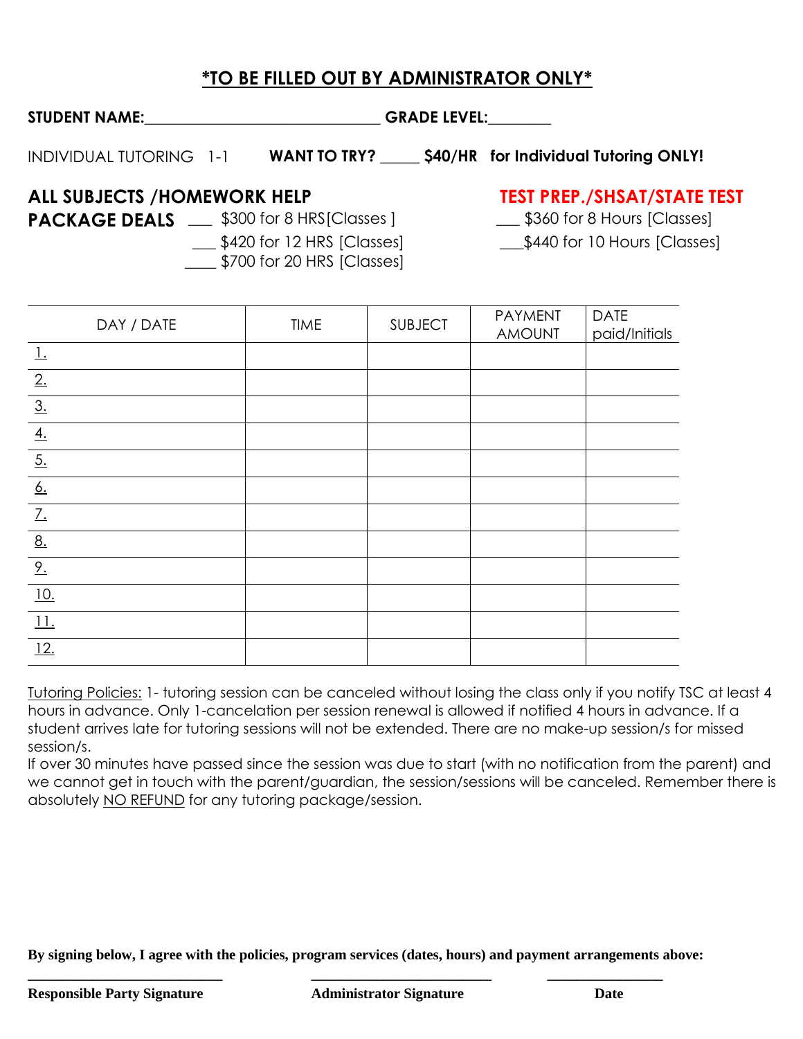## *TO BE FILLED OUT BY ADMINISTRATOR ONLY*

**STUDENT NAME:**_____________________________ **GRADE LEVEL:**________

INDIVIDUAL TUTORING 1-1 **WANT TO TRY? _____ $40/HR for Individual Tutoring ONLY!**

**ALL SUBJECTS /HOMEWORK HELP**

**PACKAGE DEALS**

___ $300 for 8 HRS[Classes ]

___ $420 for 12 HRS [Classes]

____ $700 for 20 HRS [Classes]

**TEST PREP./SHSAT/STATE TEST**

___ $360 for 8 Hours [Classes]

___$440 for 10 Hours [Classes]

| DAY / DATE | TIME | SUBJECT | PAYMENT AMOUNT | DATE paid/Initials |
|---|---|---|---|---|
| 1. | | | | |
| 2. | | | | |
| 3. | | | | |
| 4. | | | | |
| 5. | | | | |
| 6. | | | | |
| 7. | | | | |
| 8. | | | | |
| 9. | | | | |
| 10. | | | | |
| 11. | | | | |
| 12. | | | | |

Tutoring Policies: 1- tutoring session can be canceled without losing the class only if you notify TSC at least 4 hours in advance. Only 1-cancelation per session renewal is allowed if notified 4 hours in advance. If a student arrives late for tutoring sessions will not be extended. There are no make-up session/s for missed session/s.

If over 30 minutes have passed since the session was due to start (with no notification from the parent) and we cannot get in touch with the parent/guardian, the session/sessions will be canceled. Remember there is absolutely NO REFUND for any tutoring package/session.

**By signing below, I agree with the policies, program services (dates, hours) and payment arrangements above:**

___________________________ ___________________________ ________________

**Responsible Party Signature** **Administrator Signature** **Date**